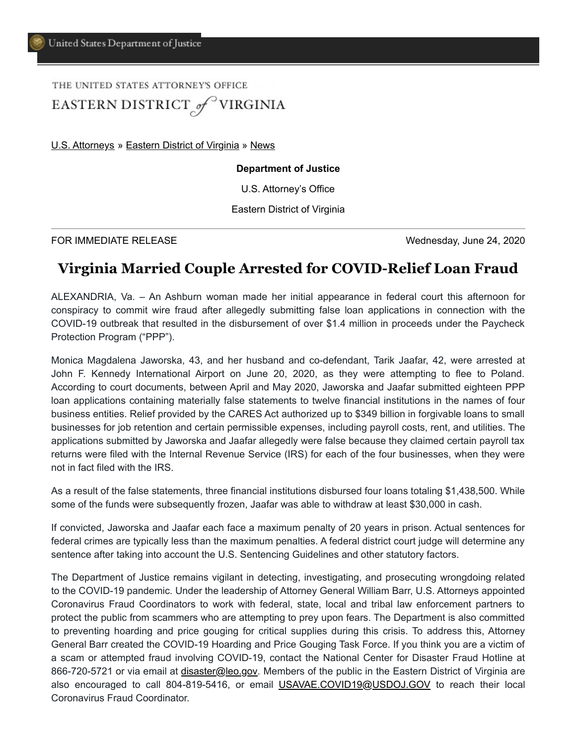United States Department of Justice

THE UNITED STATES ATTORNEY'S OFFICE
EASTERN DISTRICT *of* VIRGINIA

U.S. Attorneys » Eastern District of Virginia » News

**Department of Justice**

U.S. Attorney's Office

Eastern District of Virginia

FOR IMMEDIATE RELEASE — Wednesday, June 24, 2020

# Virginia Married Couple Arrested for COVID-Relief Loan Fraud

ALEXANDRIA, Va. – An Ashburn woman made her initial appearance in federal court this afternoon for conspiracy to commit wire fraud after allegedly submitting false loan applications in connection with the COVID-19 outbreak that resulted in the disbursement of over $1.4 million in proceeds under the Paycheck Protection Program ("PPP").

Monica Magdalena Jaworska, 43, and her husband and co-defendant, Tarik Jaafar, 42, were arrested at John F. Kennedy International Airport on June 20, 2020, as they were attempting to flee to Poland. According to court documents, between April and May 2020, Jaworska and Jaafar submitted eighteen PPP loan applications containing materially false statements to twelve financial institutions in the names of four business entities. Relief provided by the CARES Act authorized up to $349 billion in forgivable loans to small businesses for job retention and certain permissible expenses, including payroll costs, rent, and utilities. The applications submitted by Jaworska and Jaafar allegedly were false because they claimed certain payroll tax returns were filed with the Internal Revenue Service (IRS) for each of the four businesses, when they were not in fact filed with the IRS.

As a result of the false statements, three financial institutions disbursed four loans totaling $1,438,500. While some of the funds were subsequently frozen, Jaafar was able to withdraw at least $30,000 in cash.

If convicted, Jaworska and Jaafar each face a maximum penalty of 20 years in prison. Actual sentences for federal crimes are typically less than the maximum penalties. A federal district court judge will determine any sentence after taking into account the U.S. Sentencing Guidelines and other statutory factors.

The Department of Justice remains vigilant in detecting, investigating, and prosecuting wrongdoing related to the COVID-19 pandemic. Under the leadership of Attorney General William Barr, U.S. Attorneys appointed Coronavirus Fraud Coordinators to work with federal, state, local and tribal law enforcement partners to protect the public from scammers who are attempting to prey upon fears. The Department is also committed to preventing hoarding and price gouging for critical supplies during this crisis. To address this, Attorney General Barr created the COVID-19 Hoarding and Price Gouging Task Force. If you think you are a victim of a scam or attempted fraud involving COVID-19, contact the National Center for Disaster Fraud Hotline at 866-720-5721 or via email at disaster@leo.gov. Members of the public in the Eastern District of Virginia are also encouraged to call 804-819-5416, or email USAVAE.COVID19@USDOJ.GOV to reach their local Coronavirus Fraud Coordinator.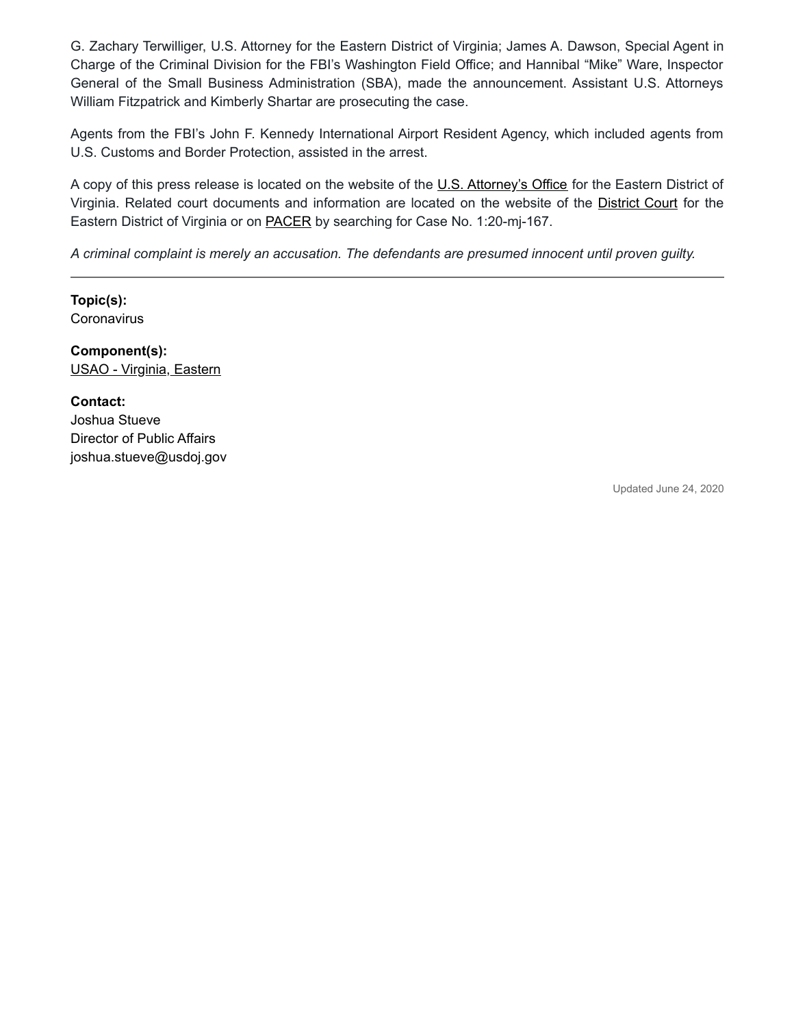G. Zachary Terwilliger, U.S. Attorney for the Eastern District of Virginia; James A. Dawson, Special Agent in Charge of the Criminal Division for the FBI's Washington Field Office; and Hannibal "Mike" Ware, Inspector General of the Small Business Administration (SBA), made the announcement. Assistant U.S. Attorneys William Fitzpatrick and Kimberly Shartar are prosecuting the case.

Agents from the FBI's John F. Kennedy International Airport Resident Agency, which included agents from U.S. Customs and Border Protection, assisted in the arrest.

A copy of this press release is located on the website of the U.S. Attorney's Office for the Eastern District of Virginia. Related court documents and information are located on the website of the District Court for the Eastern District of Virginia or on PACER by searching for Case No. 1:20-mj-167.

*A criminal complaint is merely an accusation. The defendants are presumed innocent until proven guilty.*

---

**Topic(s):**
Coronavirus

**Component(s):**
USAO - Virginia, Eastern

**Contact:**
Joshua Stueve
Director of Public Affairs
joshua.stueve@usdoj.gov

Updated June 24, 2020